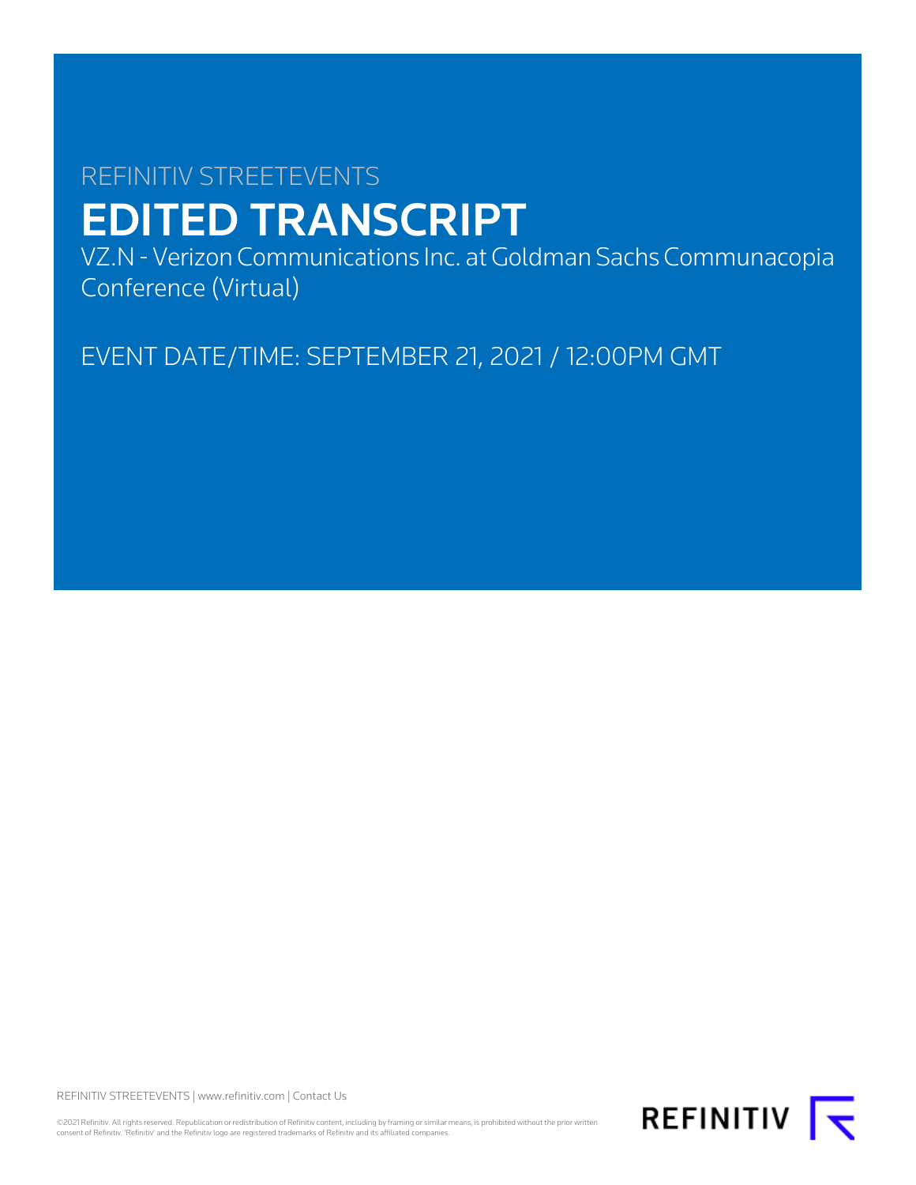REFINITIV STREETEVENTS

# EDITED TRANSCRIPT

VZ.N - Verizon Communications Inc. at Goldman Sachs Communacopia Conference (Virtual)

EVENT DATE/TIME: SEPTEMBER 21, 2021 / 12:00PM GMT

REFINITIV STREETEVENTS | www.refinitiv.com | Contact Us

©2021 Refinitiv. All rights reserved. Republication or redistribution of Refinitiv content, including by framing or similar means, is prohibited without the prior written consent of Refinitiv. 'Refinitiv' and the Refinitiv logo are registered trademarks of Refinitiv and its affiliated companies.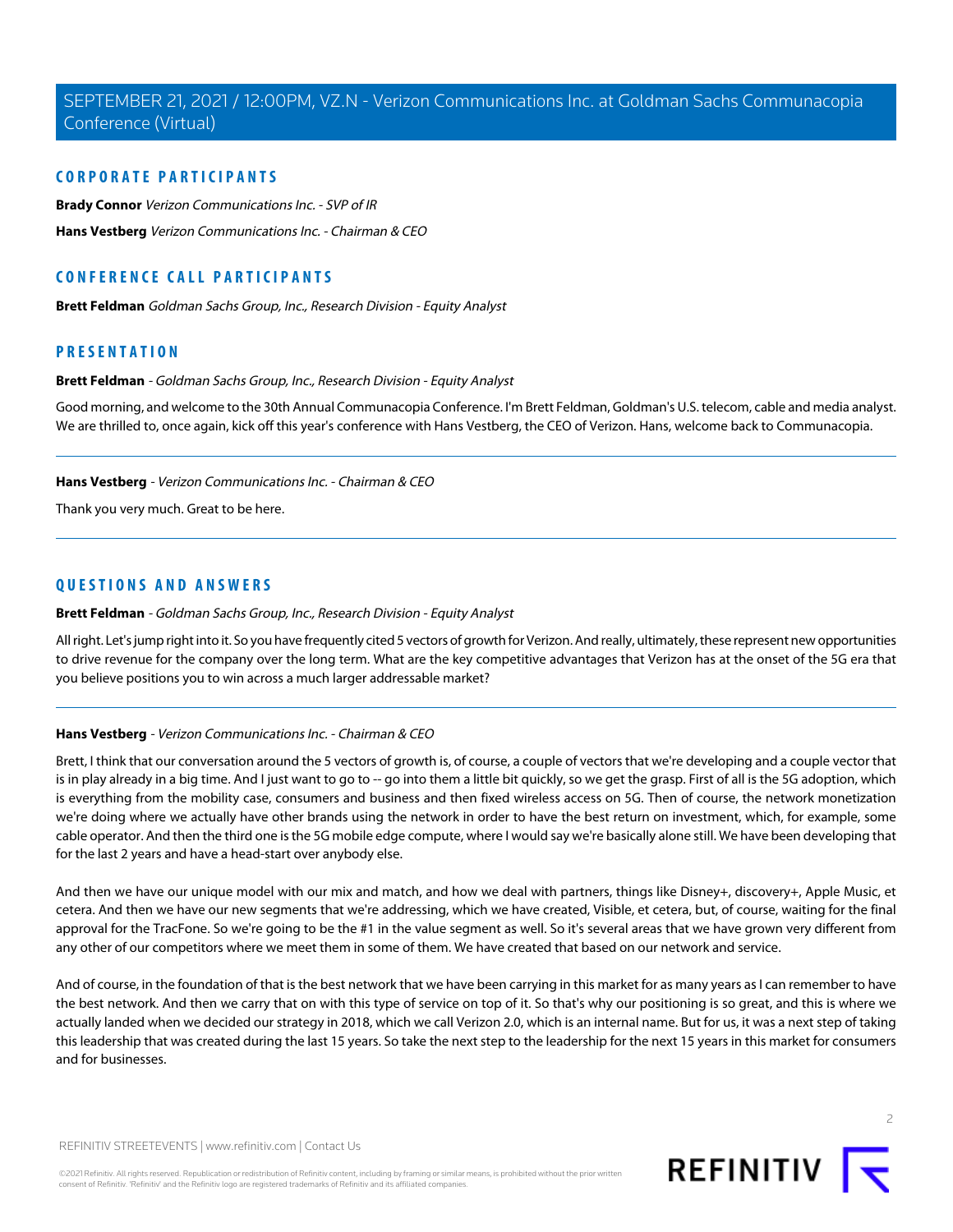## CORPORATE PARTICIPANTS

**Brady Connor** *Verizon Communications Inc. - SVP of IR*

**Hans Vestberg** *Verizon Communications Inc. - Chairman & CEO*

## CONFERENCE CALL PARTICIPANTS

**Brett Feldman** *Goldman Sachs Group, Inc., Research Division - Equity Analyst*

## PRESENTATION

**Brett Feldman** - *Goldman Sachs Group, Inc., Research Division - Equity Analyst*

Good morning, and welcome to the 30th Annual Communacopia Conference. I'm Brett Feldman, Goldman's U.S. telecom, cable and media analyst. We are thrilled to, once again, kick off this year's conference with Hans Vestberg, the CEO of Verizon. Hans, welcome back to Communacopia.

---

**Hans Vestberg** - *Verizon Communications Inc. - Chairman & CEO*

Thank you very much. Great to be here.

---

## QUESTIONS AND ANSWERS

**Brett Feldman** - *Goldman Sachs Group, Inc., Research Division - Equity Analyst*

All right. Let's jump right into it. So you have frequently cited 5 vectors of growth for Verizon. And really, ultimately, these represent new opportunities to drive revenue for the company over the long term. What are the key competitive advantages that Verizon has at the onset of the 5G era that you believe positions you to win across a much larger addressable market?

---

**Hans Vestberg** - *Verizon Communications Inc. - Chairman & CEO*

Brett, I think that our conversation around the 5 vectors of growth is, of course, a couple of vectors that we're developing and a couple vector that is in play already in a big time. And I just want to go to -- go into them a little bit quickly, so we get the grasp. First of all is the 5G adoption, which is everything from the mobility case, consumers and business and then fixed wireless access on 5G. Then of course, the network monetization we're doing where we actually have other brands using the network in order to have the best return on investment, which, for example, some cable operator. And then the third one is the 5G mobile edge compute, where I would say we're basically alone still. We have been developing that for the last 2 years and have a head-start over anybody else.

And then we have our unique model with our mix and match, and how we deal with partners, things like Disney+, discovery+, Apple Music, et cetera. And then we have our new segments that we're addressing, which we have created, Visible, et cetera, but, of course, waiting for the final approval for the TracFone. So we're going to be the #1 in the value segment as well. So it's several areas that we have grown very different from any other of our competitors where we meet them in some of them. We have created that based on our network and service.

And of course, in the foundation of that is the best network that we have been carrying in this market for as many years as I can remember to have the best network. And then we carry that on with this type of service on top of it. So that's why our positioning is so great, and this is where we actually landed when we decided our strategy in 2018, which we call Verizon 2.0, which is an internal name. But for us, it was a next step of taking this leadership that was created during the last 15 years. So take the next step to the leadership for the next 15 years in this market for consumers and for businesses.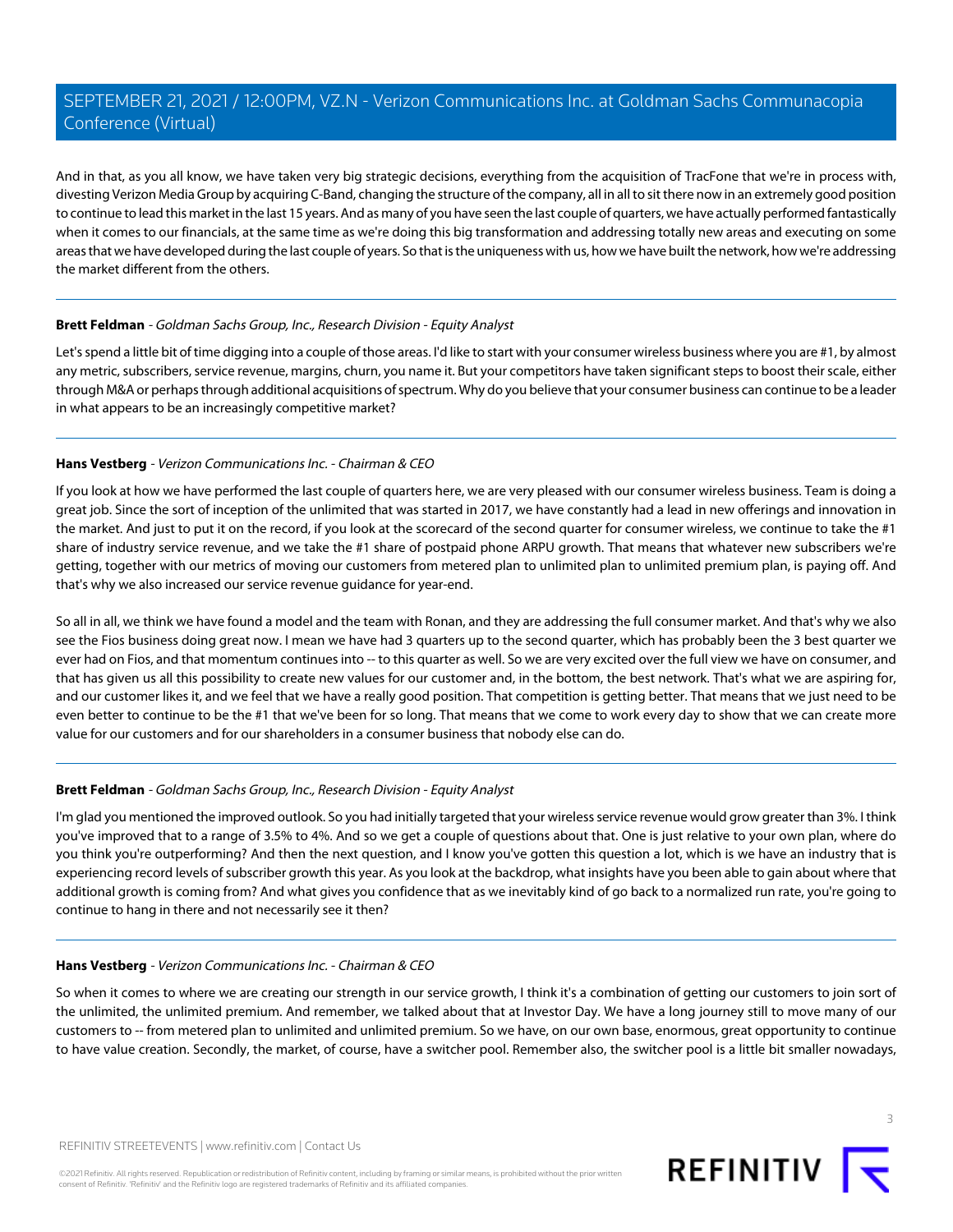And in that, as you all know, we have taken very big strategic decisions, everything from the acquisition of TracFone that we're in process with, divesting Verizon Media Group by acquiring C-Band, changing the structure of the company, all in all to sit there now in an extremely good position to continue to lead this market in the last 15 years. And as many of you have seen the last couple of quarters, we have actually performed fantastically when it comes to our financials, at the same time as we're doing this big transformation and addressing totally new areas and executing on some areas that we have developed during the last couple of years. So that is the uniqueness with us, how we have built the network, how we're addressing the market different from the others.

---

**Brett Feldman** - *Goldman Sachs Group, Inc., Research Division - Equity Analyst*

Let's spend a little bit of time digging into a couple of those areas. I'd like to start with your consumer wireless business where you are #1, by almost any metric, subscribers, service revenue, margins, churn, you name it. But your competitors have taken significant steps to boost their scale, either through M&A or perhaps through additional acquisitions of spectrum. Why do you believe that your consumer business can continue to be a leader in what appears to be an increasingly competitive market?

---

**Hans Vestberg** - *Verizon Communications Inc. - Chairman & CEO*

If you look at how we have performed the last couple of quarters here, we are very pleased with our consumer wireless business. Team is doing a great job. Since the sort of inception of the unlimited that was started in 2017, we have constantly had a lead in new offerings and innovation in the market. And just to put it on the record, if you look at the scorecard of the second quarter for consumer wireless, we continue to take the #1 share of industry service revenue, and we take the #1 share of postpaid phone ARPU growth. That means that whatever new subscribers we're getting, together with our metrics of moving our customers from metered plan to unlimited plan to unlimited premium plan, is paying off. And that's why we also increased our service revenue guidance for year-end.

So all in all, we think we have found a model and the team with Ronan, and they are addressing the full consumer market. And that's why we also see the Fios business doing great now. I mean we have had 3 quarters up to the second quarter, which has probably been the 3 best quarter we ever had on Fios, and that momentum continues into -- to this quarter as well. So we are very excited over the full view we have on consumer, and that has given us all this possibility to create new values for our customer and, in the bottom, the best network. That's what we are aspiring for, and our customer likes it, and we feel that we have a really good position. That competition is getting better. That means that we just need to be even better to continue to be the #1 that we've been for so long. That means that we come to work every day to show that we can create more value for our customers and for our shareholders in a consumer business that nobody else can do.

---

**Brett Feldman** - *Goldman Sachs Group, Inc., Research Division - Equity Analyst*

I'm glad you mentioned the improved outlook. So you had initially targeted that your wireless service revenue would grow greater than 3%. I think you've improved that to a range of 3.5% to 4%. And so we get a couple of questions about that. One is just relative to your own plan, where do you think you're outperforming? And then the next question, and I know you've gotten this question a lot, which is we have an industry that is experiencing record levels of subscriber growth this year. As you look at the backdrop, what insights have you been able to gain about where that additional growth is coming from? And what gives you confidence that as we inevitably kind of go back to a normalized run rate, you're going to continue to hang in there and not necessarily see it then?

---

**Hans Vestberg** - *Verizon Communications Inc. - Chairman & CEO*

So when it comes to where we are creating our strength in our service growth, I think it's a combination of getting our customers to join sort of the unlimited, the unlimited premium. And remember, we talked about that at Investor Day. We have a long journey still to move many of our customers to -- from metered plan to unlimited and unlimited premium. So we have, on our own base, enormous, great opportunity to continue to have value creation. Secondly, the market, of course, have a switcher pool. Remember also, the switcher pool is a little bit smaller nowadays,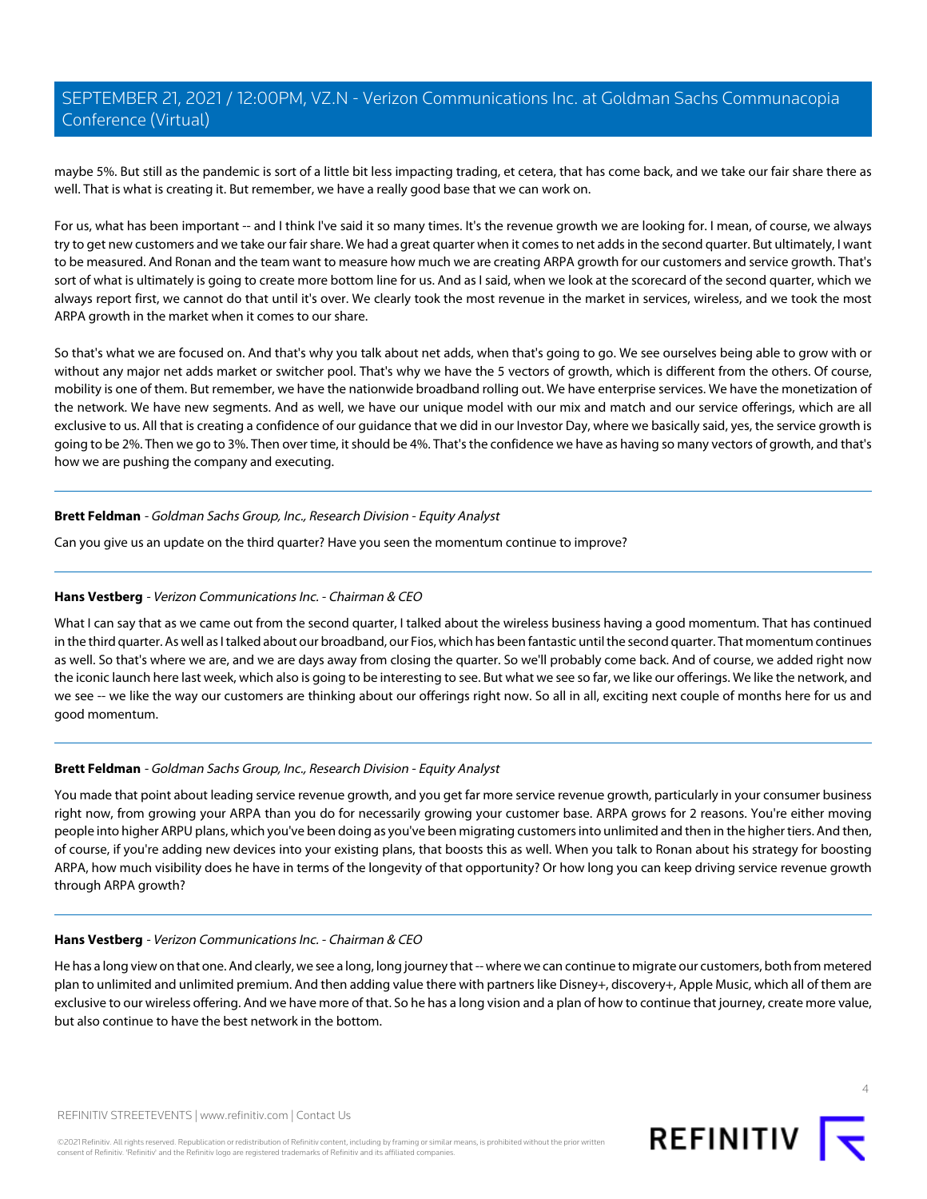maybe 5%. But still as the pandemic is sort of a little bit less impacting trading, et cetera, that has come back, and we take our fair share there as well. That is what is creating it. But remember, we have a really good base that we can work on.

For us, what has been important -- and I think I've said it so many times. It's the revenue growth we are looking for. I mean, of course, we always try to get new customers and we take our fair share. We had a great quarter when it comes to net adds in the second quarter. But ultimately, I want to be measured. And Ronan and the team want to measure how much we are creating ARPA growth for our customers and service growth. That's sort of what is ultimately is going to create more bottom line for us. And as I said, when we look at the scorecard of the second quarter, which we always report first, we cannot do that until it's over. We clearly took the most revenue in the market in services, wireless, and we took the most ARPA growth in the market when it comes to our share.

So that's what we are focused on. And that's why you talk about net adds, when that's going to go. We see ourselves being able to grow with or without any major net adds market or switcher pool. That's why we have the 5 vectors of growth, which is different from the others. Of course, mobility is one of them. But remember, we have the nationwide broadband rolling out. We have enterprise services. We have the monetization of the network. We have new segments. And as well, we have our unique model with our mix and match and our service offerings, which are all exclusive to us. All that is creating a confidence of our guidance that we did in our Investor Day, where we basically said, yes, the service growth is going to be 2%. Then we go to 3%. Then over time, it should be 4%. That's the confidence we have as having so many vectors of growth, and that's how we are pushing the company and executing.

---

**Brett Feldman** - *Goldman Sachs Group, Inc., Research Division - Equity Analyst*

Can you give us an update on the third quarter? Have you seen the momentum continue to improve?

---

**Hans Vestberg** - *Verizon Communications Inc. - Chairman & CEO*

What I can say that as we came out from the second quarter, I talked about the wireless business having a good momentum. That has continued in the third quarter. As well as I talked about our broadband, our Fios, which has been fantastic until the second quarter. That momentum continues as well. So that's where we are, and we are days away from closing the quarter. So we'll probably come back. And of course, we added right now the iconic launch here last week, which also is going to be interesting to see. But what we see so far, we like our offerings. We like the network, and we see -- we like the way our customers are thinking about our offerings right now. So all in all, exciting next couple of months here for us and good momentum.

---

**Brett Feldman** - *Goldman Sachs Group, Inc., Research Division - Equity Analyst*

You made that point about leading service revenue growth, and you get far more service revenue growth, particularly in your consumer business right now, from growing your ARPA than you do for necessarily growing your customer base. ARPA grows for 2 reasons. You're either moving people into higher ARPU plans, which you've been doing as you've been migrating customers into unlimited and then in the higher tiers. And then, of course, if you're adding new devices into your existing plans, that boosts this as well. When you talk to Ronan about his strategy for boosting ARPA, how much visibility does he have in terms of the longevity of that opportunity? Or how long you can keep driving service revenue growth through ARPA growth?

---

**Hans Vestberg** - *Verizon Communications Inc. - Chairman & CEO*

He has a long view on that one. And clearly, we see a long, long journey that -- where we can continue to migrate our customers, both from metered plan to unlimited and unlimited premium. And then adding value there with partners like Disney+, discovery+, Apple Music, which all of them are exclusive to our wireless offering. And we have more of that. So he has a long vision and a plan of how to continue that journey, create more value, but also continue to have the best network in the bottom.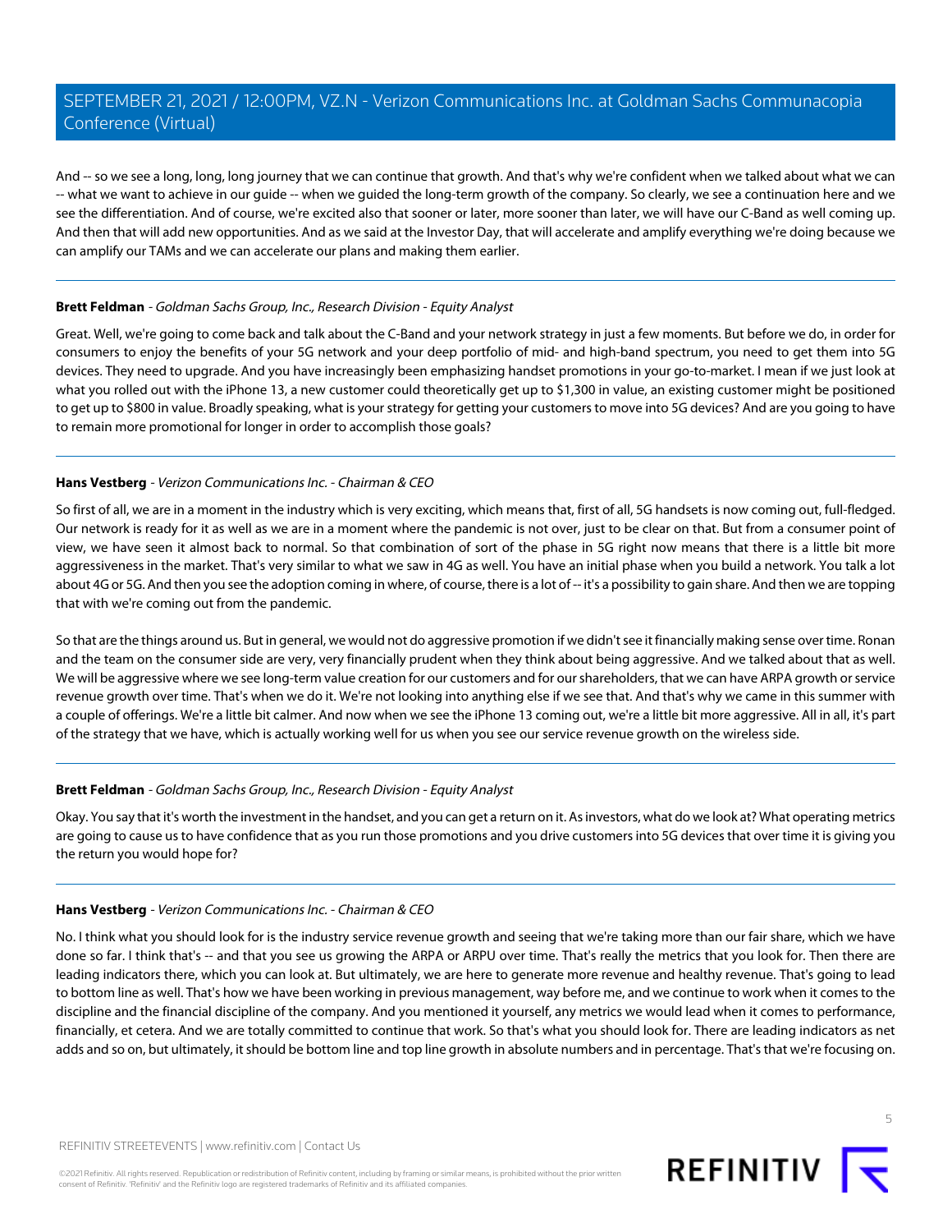And -- so we see a long, long, long journey that we can continue that growth. And that's why we're confident when we talked about what we can -- what we want to achieve in our guide -- when we guided the long-term growth of the company. So clearly, we see a continuation here and we see the differentiation. And of course, we're excited also that sooner or later, more sooner than later, we will have our C-Band as well coming up. And then that will add new opportunities. And as we said at the Investor Day, that will accelerate and amplify everything we're doing because we can amplify our TAMs and we can accelerate our plans and making them earlier.

---

**Brett Feldman** - *Goldman Sachs Group, Inc., Research Division - Equity Analyst*

Great. Well, we're going to come back and talk about the C-Band and your network strategy in just a few moments. But before we do, in order for consumers to enjoy the benefits of your 5G network and your deep portfolio of mid- and high-band spectrum, you need to get them into 5G devices. They need to upgrade. And you have increasingly been emphasizing handset promotions in your go-to-market. I mean if we just look at what you rolled out with the iPhone 13, a new customer could theoretically get up to $1,300 in value, an existing customer might be positioned to get up to $800 in value. Broadly speaking, what is your strategy for getting your customers to move into 5G devices? And are you going to have to remain more promotional for longer in order to accomplish those goals?

---

**Hans Vestberg** - *Verizon Communications Inc. - Chairman & CEO*

So first of all, we are in a moment in the industry which is very exciting, which means that, first of all, 5G handsets is now coming out, full-fledged. Our network is ready for it as well as we are in a moment where the pandemic is not over, just to be clear on that. But from a consumer point of view, we have seen it almost back to normal. So that combination of sort of the phase in 5G right now means that there is a little bit more aggressiveness in the market. That's very similar to what we saw in 4G as well. You have an initial phase when you build a network. You talk a lot about 4G or 5G. And then you see the adoption coming in where, of course, there is a lot of -- it's a possibility to gain share. And then we are topping that with we're coming out from the pandemic.

So that are the things around us. But in general, we would not do aggressive promotion if we didn't see it financially making sense over time. Ronan and the team on the consumer side are very, very financially prudent when they think about being aggressive. And we talked about that as well. We will be aggressive where we see long-term value creation for our customers and for our shareholders, that we can have ARPA growth or service revenue growth over time. That's when we do it. We're not looking into anything else if we see that. And that's why we came in this summer with a couple of offerings. We're a little bit calmer. And now when we see the iPhone 13 coming out, we're a little bit more aggressive. All in all, it's part of the strategy that we have, which is actually working well for us when you see our service revenue growth on the wireless side.

---

**Brett Feldman** - *Goldman Sachs Group, Inc., Research Division - Equity Analyst*

Okay. You say that it's worth the investment in the handset, and you can get a return on it. As investors, what do we look at? What operating metrics are going to cause us to have confidence that as you run those promotions and you drive customers into 5G devices that over time it is giving you the return you would hope for?

---

**Hans Vestberg** - *Verizon Communications Inc. - Chairman & CEO*

No. I think what you should look for is the industry service revenue growth and seeing that we're taking more than our fair share, which we have done so far. I think that's -- and that you see us growing the ARPA or ARPU over time. That's really the metrics that you look for. Then there are leading indicators there, which you can look at. But ultimately, we are here to generate more revenue and healthy revenue. That's going to lead to bottom line as well. That's how we have been working in previous management, way before me, and we continue to work when it comes to the discipline and the financial discipline of the company. And you mentioned it yourself, any metrics we would lead when it comes to performance, financially, et cetera. And we are totally committed to continue that work. So that's what you should look for. There are leading indicators as net adds and so on, but ultimately, it should be bottom line and top line growth in absolute numbers and in percentage. That's that we're focusing on.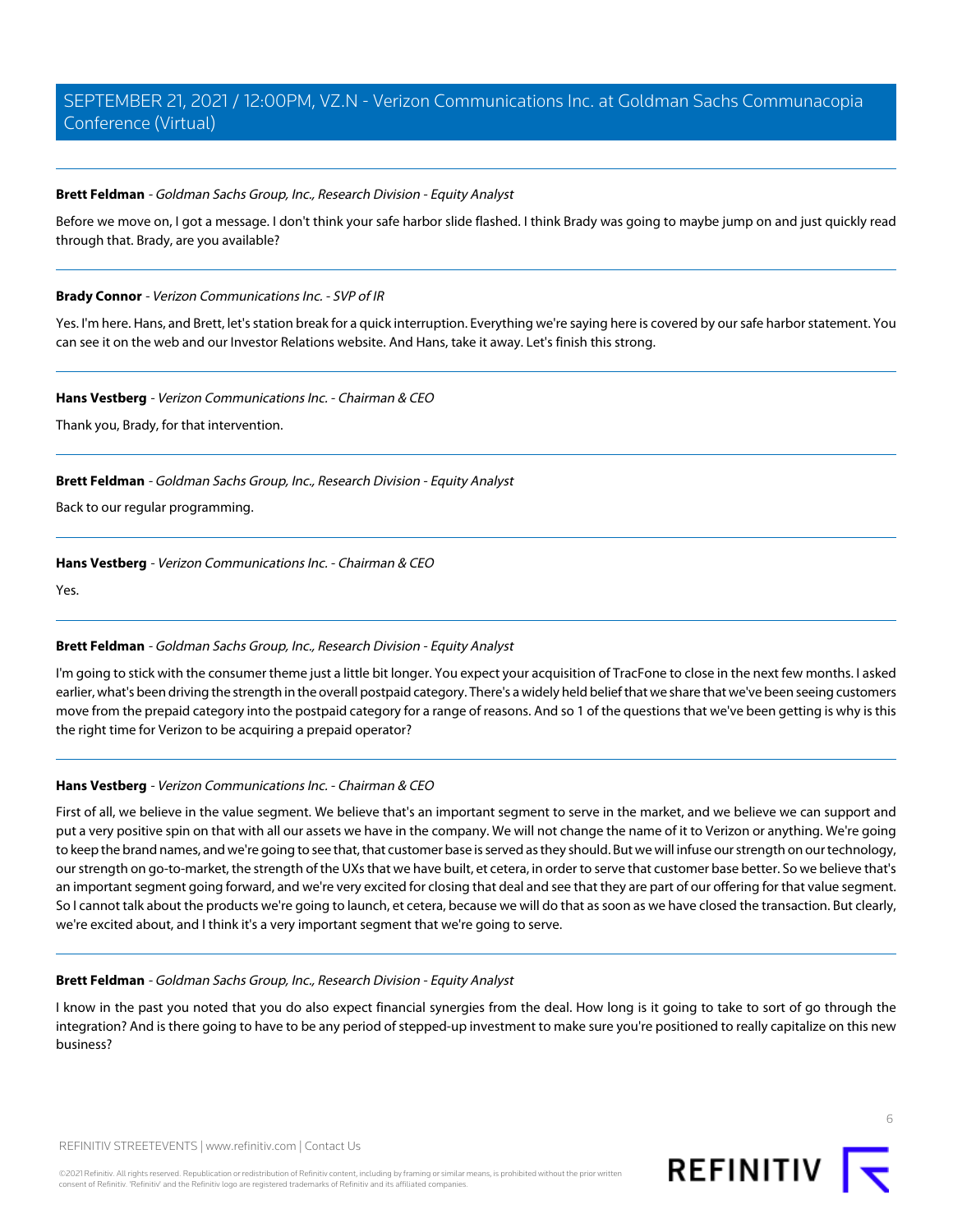**Brett Feldman** - *Goldman Sachs Group, Inc., Research Division - Equity Analyst*

Before we move on, I got a message. I don't think your safe harbor slide flashed. I think Brady was going to maybe jump on and just quickly read through that. Brady, are you available?

---

**Brady Connor** - *Verizon Communications Inc. - SVP of IR*

Yes. I'm here. Hans, and Brett, let's station break for a quick interruption. Everything we're saying here is covered by our safe harbor statement. You can see it on the web and our Investor Relations website. And Hans, take it away. Let's finish this strong.

---

**Hans Vestberg** - *Verizon Communications Inc. - Chairman & CEO*

Thank you, Brady, for that intervention.

---

**Brett Feldman** - *Goldman Sachs Group, Inc., Research Division - Equity Analyst*

Back to our regular programming.

---

**Hans Vestberg** - *Verizon Communications Inc. - Chairman & CEO*

Yes.

---

**Brett Feldman** - *Goldman Sachs Group, Inc., Research Division - Equity Analyst*

I'm going to stick with the consumer theme just a little bit longer. You expect your acquisition of TracFone to close in the next few months. I asked earlier, what's been driving the strength in the overall postpaid category. There's a widely held belief that we share that we've been seeing customers move from the prepaid category into the postpaid category for a range of reasons. And so 1 of the questions that we've been getting is why is this the right time for Verizon to be acquiring a prepaid operator?

---

**Hans Vestberg** - *Verizon Communications Inc. - Chairman & CEO*

First of all, we believe in the value segment. We believe that's an important segment to serve in the market, and we believe we can support and put a very positive spin on that with all our assets we have in the company. We will not change the name of it to Verizon or anything. We're going to keep the brand names, and we're going to see that, that customer base is served as they should. But we will infuse our strength on our technology, our strength on go-to-market, the strength of the UXs that we have built, et cetera, in order to serve that customer base better. So we believe that's an important segment going forward, and we're very excited for closing that deal and see that they are part of our offering for that value segment. So I cannot talk about the products we're going to launch, et cetera, because we will do that as soon as we have closed the transaction. But clearly, we're excited about, and I think it's a very important segment that we're going to serve.

---

**Brett Feldman** - *Goldman Sachs Group, Inc., Research Division - Equity Analyst*

I know in the past you noted that you do also expect financial synergies from the deal. How long is it going to take to sort of go through the integration? And is there going to have to be any period of stepped-up investment to make sure you're positioned to really capitalize on this new business?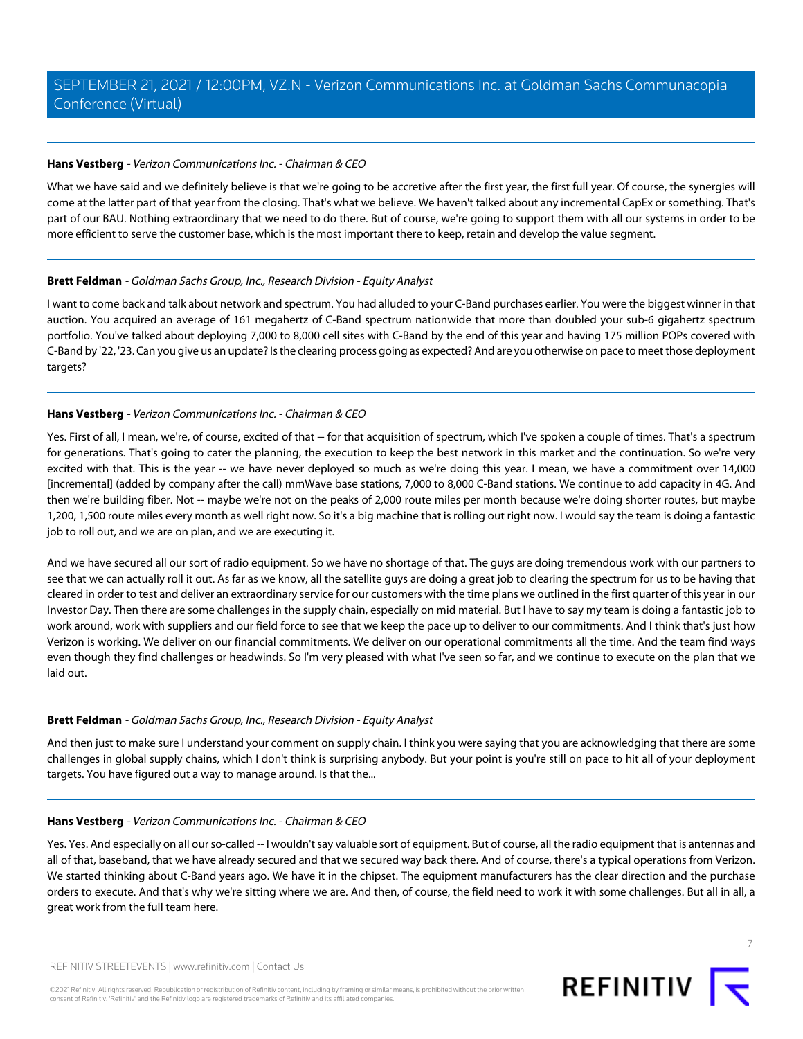**Hans Vestberg** - *Verizon Communications Inc. - Chairman & CEO*

What we have said and we definitely believe is that we're going to be accretive after the first year, the first full year. Of course, the synergies will come at the latter part of that year from the closing. That's what we believe. We haven't talked about any incremental CapEx or something. That's part of our BAU. Nothing extraordinary that we need to do there. But of course, we're going to support them with all our systems in order to be more efficient to serve the customer base, which is the most important there to keep, retain and develop the value segment.

---

**Brett Feldman** - *Goldman Sachs Group, Inc., Research Division - Equity Analyst*

I want to come back and talk about network and spectrum. You had alluded to your C-Band purchases earlier. You were the biggest winner in that auction. You acquired an average of 161 megahertz of C-Band spectrum nationwide that more than doubled your sub-6 gigahertz spectrum portfolio. You've talked about deploying 7,000 to 8,000 cell sites with C-Band by the end of this year and having 175 million POPs covered with C-Band by '22, '23. Can you give us an update? Is the clearing process going as expected? And are you otherwise on pace to meet those deployment targets?

---

**Hans Vestberg** - *Verizon Communications Inc. - Chairman & CEO*

Yes. First of all, I mean, we're, of course, excited of that -- for that acquisition of spectrum, which I've spoken a couple of times. That's a spectrum for generations. That's going to cater the planning, the execution to keep the best network in this market and the continuation. So we're very excited with that. This is the year -- we have never deployed so much as we're doing this year. I mean, we have a commitment over 14,000 [incremental] (added by company after the call) mmWave base stations, 7,000 to 8,000 C-Band stations. We continue to add capacity in 4G. And then we're building fiber. Not -- maybe we're not on the peaks of 2,000 route miles per month because we're doing shorter routes, but maybe 1,200, 1,500 route miles every month as well right now. So it's a big machine that is rolling out right now. I would say the team is doing a fantastic job to roll out, and we are on plan, and we are executing it.

And we have secured all our sort of radio equipment. So we have no shortage of that. The guys are doing tremendous work with our partners to see that we can actually roll it out. As far as we know, all the satellite guys are doing a great job to clearing the spectrum for us to be having that cleared in order to test and deliver an extraordinary service for our customers with the time plans we outlined in the first quarter of this year in our Investor Day. Then there are some challenges in the supply chain, especially on mid material. But I have to say my team is doing a fantastic job to work around, work with suppliers and our field force to see that we keep the pace up to deliver to our commitments. And I think that's just how Verizon is working. We deliver on our financial commitments. We deliver on our operational commitments all the time. And the team find ways even though they find challenges or headwinds. So I'm very pleased with what I've seen so far, and we continue to execute on the plan that we laid out.

---

**Brett Feldman** - *Goldman Sachs Group, Inc., Research Division - Equity Analyst*

And then just to make sure I understand your comment on supply chain. I think you were saying that you are acknowledging that there are some challenges in global supply chains, which I don't think is surprising anybody. But your point is you're still on pace to hit all of your deployment targets. You have figured out a way to manage around. Is that the...

---

**Hans Vestberg** - *Verizon Communications Inc. - Chairman & CEO*

Yes. Yes. And especially on all our so-called -- I wouldn't say valuable sort of equipment. But of course, all the radio equipment that is antennas and all of that, baseband, that we have already secured and that we secured way back there. And of course, there's a typical operations from Verizon. We started thinking about C-Band years ago. We have it in the chipset. The equipment manufacturers has the clear direction and the purchase orders to execute. And that's why we're sitting where we are. And then, of course, the field need to work it with some challenges. But all in all, a great work from the full team here.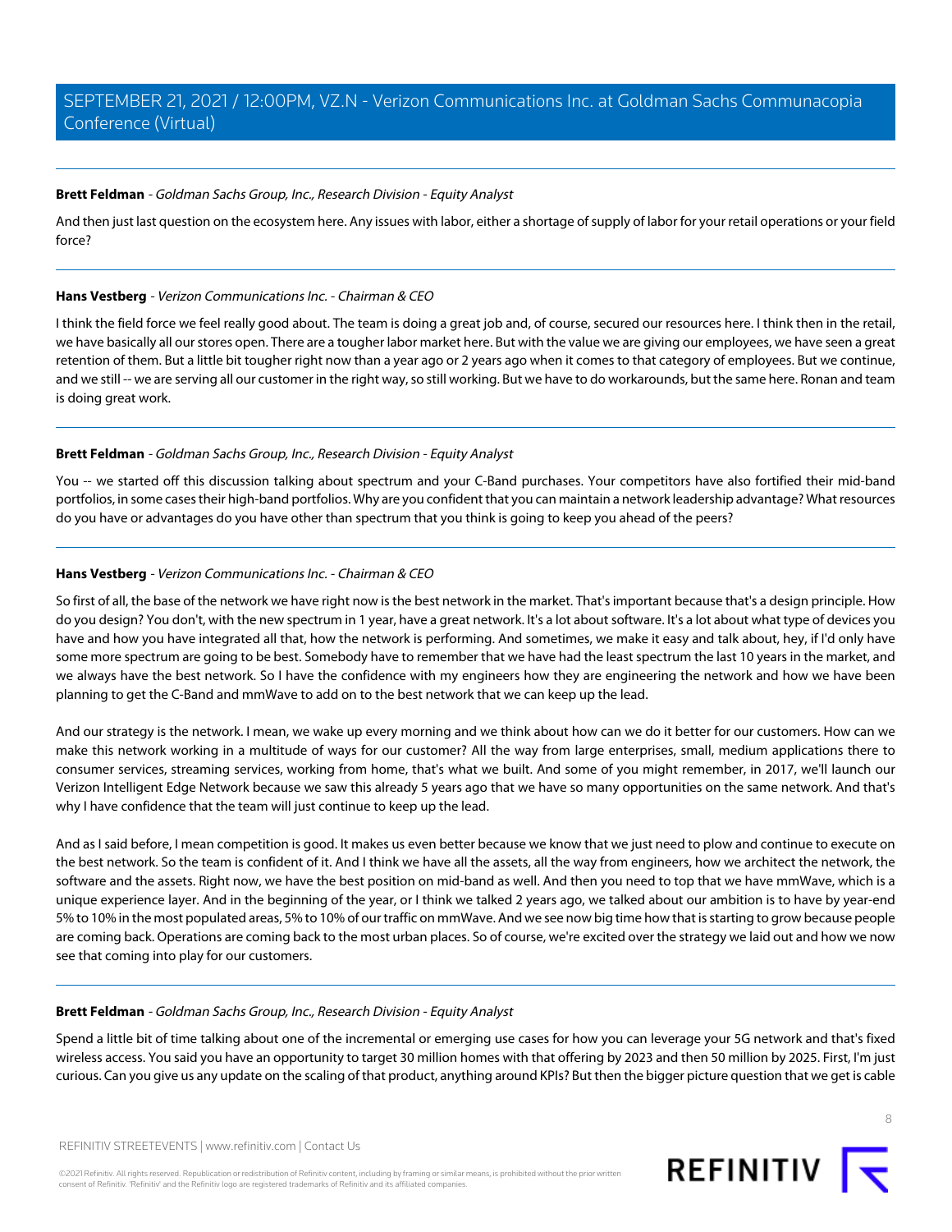**Brett Feldman** - *Goldman Sachs Group, Inc., Research Division - Equity Analyst*

And then just last question on the ecosystem here. Any issues with labor, either a shortage of supply of labor for your retail operations or your field force?

---

**Hans Vestberg** - *Verizon Communications Inc. - Chairman & CEO*

I think the field force we feel really good about. The team is doing a great job and, of course, secured our resources here. I think then in the retail, we have basically all our stores open. There are a tougher labor market here. But with the value we are giving our employees, we have seen a great retention of them. But a little bit tougher right now than a year ago or 2 years ago when it comes to that category of employees. But we continue, and we still -- we are serving all our customer in the right way, so still working. But we have to do workarounds, but the same here. Ronan and team is doing great work.

---

**Brett Feldman** - *Goldman Sachs Group, Inc., Research Division - Equity Analyst*

You -- we started off this discussion talking about spectrum and your C-Band purchases. Your competitors have also fortified their mid-band portfolios, in some cases their high-band portfolios. Why are you confident that you can maintain a network leadership advantage? What resources do you have or advantages do you have other than spectrum that you think is going to keep you ahead of the peers?

---

**Hans Vestberg** - *Verizon Communications Inc. - Chairman & CEO*

So first of all, the base of the network we have right now is the best network in the market. That's important because that's a design principle. How do you design? You don't, with the new spectrum in 1 year, have a great network. It's a lot about software. It's a lot about what type of devices you have and how you have integrated all that, how the network is performing. And sometimes, we make it easy and talk about, hey, if I'd only have some more spectrum are going to be best. Somebody have to remember that we have had the least spectrum the last 10 years in the market, and we always have the best network. So I have the confidence with my engineers how they are engineering the network and how we have been planning to get the C-Band and mmWave to add on to the best network that we can keep up the lead.

And our strategy is the network. I mean, we wake up every morning and we think about how can we do it better for our customers. How can we make this network working in a multitude of ways for our customer? All the way from large enterprises, small, medium applications there to consumer services, streaming services, working from home, that's what we built. And some of you might remember, in 2017, we'll launch our Verizon Intelligent Edge Network because we saw this already 5 years ago that we have so many opportunities on the same network. And that's why I have confidence that the team will just continue to keep up the lead.

And as I said before, I mean competition is good. It makes us even better because we know that we just need to plow and continue to execute on the best network. So the team is confident of it. And I think we have all the assets, all the way from engineers, how we architect the network, the software and the assets. Right now, we have the best position on mid-band as well. And then you need to top that we have mmWave, which is a unique experience layer. And in the beginning of the year, or I think we talked 2 years ago, we talked about our ambition is to have by year-end 5% to 10% in the most populated areas, 5% to 10% of our traffic on mmWave. And we see now big time how that is starting to grow because people are coming back. Operations are coming back to the most urban places. So of course, we're excited over the strategy we laid out and how we now see that coming into play for our customers.

---

**Brett Feldman** - *Goldman Sachs Group, Inc., Research Division - Equity Analyst*

Spend a little bit of time talking about one of the incremental or emerging use cases for how you can leverage your 5G network and that's fixed wireless access. You said you have an opportunity to target 30 million homes with that offering by 2023 and then 50 million by 2025. First, I'm just curious. Can you give us any update on the scaling of that product, anything around KPIs? But then the bigger picture question that we get is cable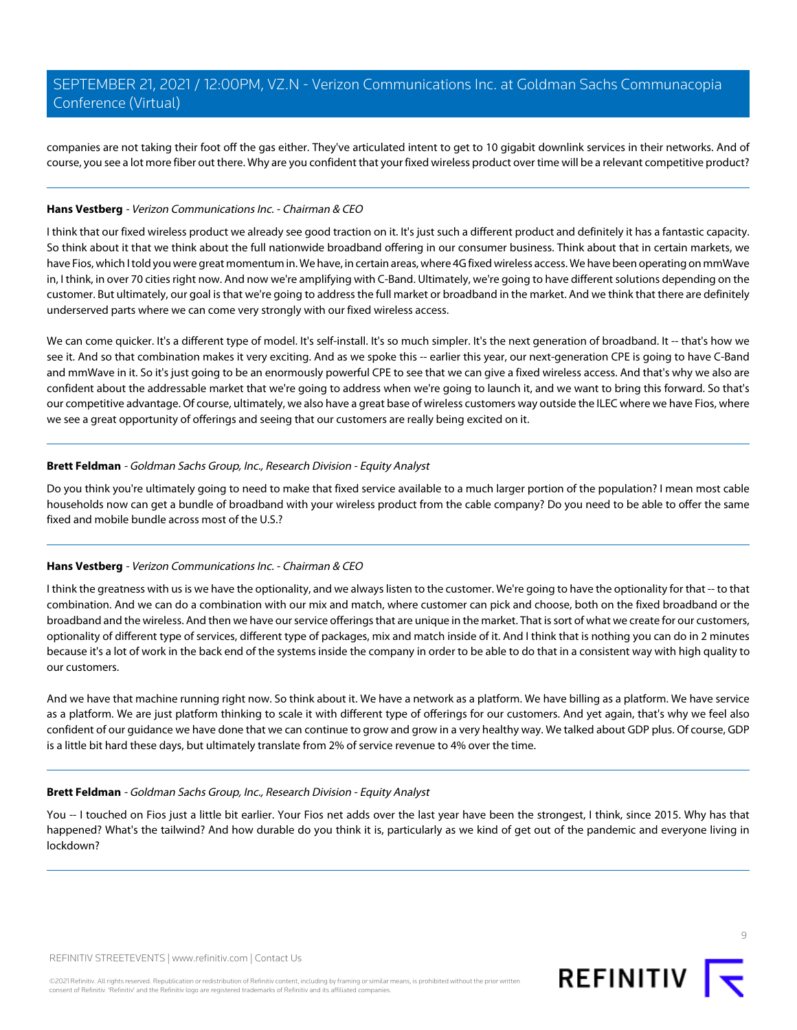companies are not taking their foot off the gas either. They've articulated intent to get to 10 gigabit downlink services in their networks. And of course, you see a lot more fiber out there. Why are you confident that your fixed wireless product over time will be a relevant competitive product?

---

**Hans Vestberg** - *Verizon Communications Inc. - Chairman & CEO*

I think that our fixed wireless product we already see good traction on it. It's just such a different product and definitely it has a fantastic capacity. So think about it that we think about the full nationwide broadband offering in our consumer business. Think about that in certain markets, we have Fios, which I told you were great momentum in. We have, in certain areas, where 4G fixed wireless access. We have been operating on mmWave in, I think, in over 70 cities right now. And now we're amplifying with C-Band. Ultimately, we're going to have different solutions depending on the customer. But ultimately, our goal is that we're going to address the full market or broadband in the market. And we think that there are definitely underserved parts where we can come very strongly with our fixed wireless access.

We can come quicker. It's a different type of model. It's self-install. It's so much simpler. It's the next generation of broadband. It -- that's how we see it. And so that combination makes it very exciting. And as we spoke this -- earlier this year, our next-generation CPE is going to have C-Band and mmWave in it. So it's just going to be an enormously powerful CPE to see that we can give a fixed wireless access. And that's why we also are confident about the addressable market that we're going to address when we're going to launch it, and we want to bring this forward. So that's our competitive advantage. Of course, ultimately, we also have a great base of wireless customers way outside the ILEC where we have Fios, where we see a great opportunity of offerings and seeing that our customers are really being excited on it.

---

**Brett Feldman** - *Goldman Sachs Group, Inc., Research Division - Equity Analyst*

Do you think you're ultimately going to need to make that fixed service available to a much larger portion of the population? I mean most cable households now can get a bundle of broadband with your wireless product from the cable company? Do you need to be able to offer the same fixed and mobile bundle across most of the U.S.?

---

**Hans Vestberg** - *Verizon Communications Inc. - Chairman & CEO*

I think the greatness with us is we have the optionality, and we always listen to the customer. We're going to have the optionality for that -- to that combination. And we can do a combination with our mix and match, where customer can pick and choose, both on the fixed broadband or the broadband and the wireless. And then we have our service offerings that are unique in the market. That is sort of what we create for our customers, optionality of different type of services, different type of packages, mix and match inside of it. And I think that is nothing you can do in 2 minutes because it's a lot of work in the back end of the systems inside the company in order to be able to do that in a consistent way with high quality to our customers.

And we have that machine running right now. So think about it. We have a network as a platform. We have billing as a platform. We have service as a platform. We are just platform thinking to scale it with different type of offerings for our customers. And yet again, that's why we feel also confident of our guidance we have done that we can continue to grow and grow in a very healthy way. We talked about GDP plus. Of course, GDP is a little bit hard these days, but ultimately translate from 2% of service revenue to 4% over the time.

---

**Brett Feldman** - *Goldman Sachs Group, Inc., Research Division - Equity Analyst*

You -- I touched on Fios just a little bit earlier. Your Fios net adds over the last year have been the strongest, I think, since 2015. Why has that happened? What's the tailwind? And how durable do you think it is, particularly as we kind of get out of the pandemic and everyone living in lockdown?

---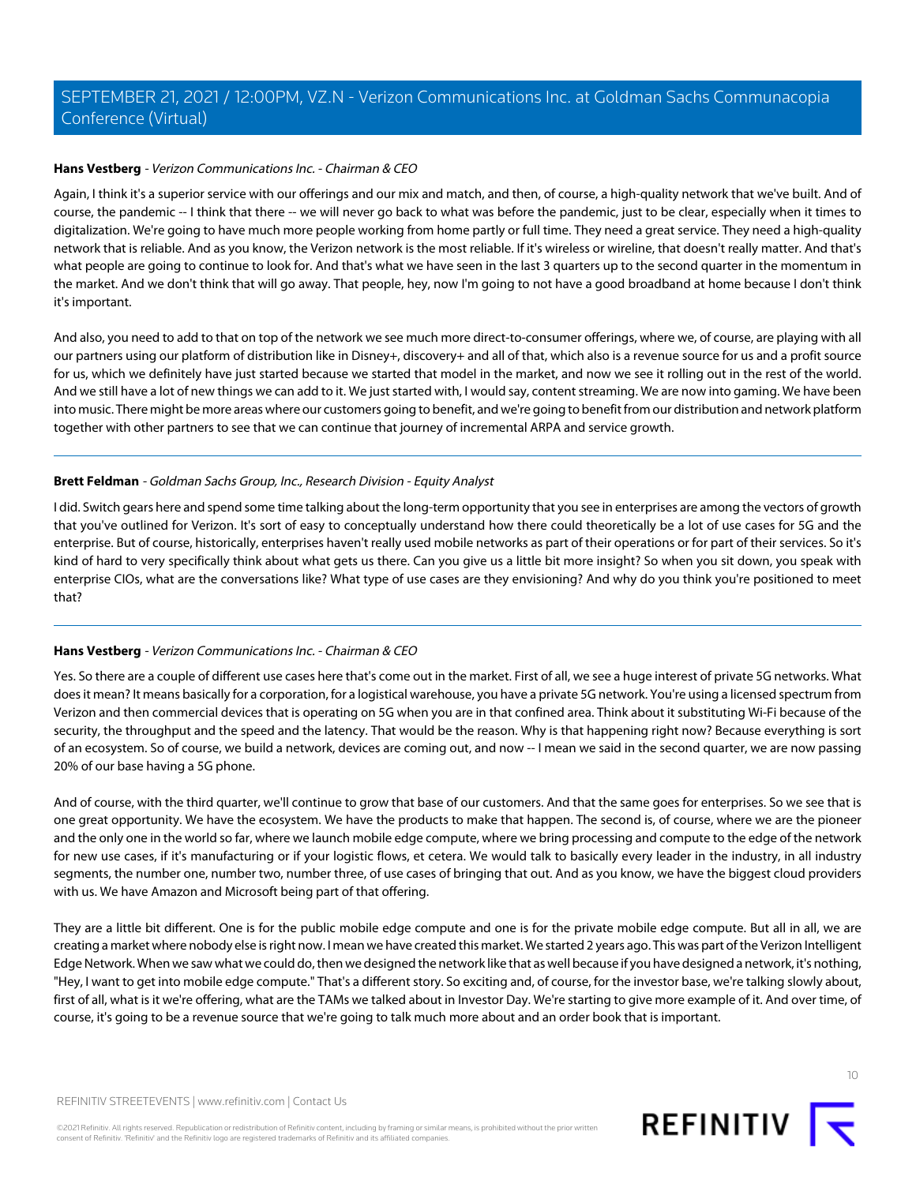**Hans Vestberg** - *Verizon Communications Inc. - Chairman & CEO*

Again, I think it's a superior service with our offerings and our mix and match, and then, of course, a high-quality network that we've built. And of course, the pandemic -- I think that there -- we will never go back to what was before the pandemic, just to be clear, especially when it times to digitalization. We're going to have much more people working from home partly or full time. They need a great service. They need a high-quality network that is reliable. And as you know, the Verizon network is the most reliable. If it's wireless or wireline, that doesn't really matter. And that's what people are going to continue to look for. And that's what we have seen in the last 3 quarters up to the second quarter in the momentum in the market. And we don't think that will go away. That people, hey, now I'm going to not have a good broadband at home because I don't think it's important.

And also, you need to add to that on top of the network we see much more direct-to-consumer offerings, where we, of course, are playing with all our partners using our platform of distribution like in Disney+, discovery+ and all of that, which also is a revenue source for us and a profit source for us, which we definitely have just started because we started that model in the market, and now we see it rolling out in the rest of the world. And we still have a lot of new things we can add to it. We just started with, I would say, content streaming. We are now into gaming. We have been into music. There might be more areas where our customers going to benefit, and we're going to benefit from our distribution and network platform together with other partners to see that we can continue that journey of incremental ARPA and service growth.

---

**Brett Feldman** - *Goldman Sachs Group, Inc., Research Division - Equity Analyst*

I did. Switch gears here and spend some time talking about the long-term opportunity that you see in enterprises are among the vectors of growth that you've outlined for Verizon. It's sort of easy to conceptually understand how there could theoretically be a lot of use cases for 5G and the enterprise. But of course, historically, enterprises haven't really used mobile networks as part of their operations or for part of their services. So it's kind of hard to very specifically think about what gets us there. Can you give us a little bit more insight? So when you sit down, you speak with enterprise CIOs, what are the conversations like? What type of use cases are they envisioning? And why do you think you're positioned to meet that?

---

**Hans Vestberg** - *Verizon Communications Inc. - Chairman & CEO*

Yes. So there are a couple of different use cases here that's come out in the market. First of all, we see a huge interest of private 5G networks. What does it mean? It means basically for a corporation, for a logistical warehouse, you have a private 5G network. You're using a licensed spectrum from Verizon and then commercial devices that is operating on 5G when you are in that confined area. Think about it substituting Wi-Fi because of the security, the throughput and the speed and the latency. That would be the reason. Why is that happening right now? Because everything is sort of an ecosystem. So of course, we build a network, devices are coming out, and now -- I mean we said in the second quarter, we are now passing 20% of our base having a 5G phone.

And of course, with the third quarter, we'll continue to grow that base of our customers. And that the same goes for enterprises. So we see that is one great opportunity. We have the ecosystem. We have the products to make that happen. The second is, of course, where we are the pioneer and the only one in the world so far, where we launch mobile edge compute, where we bring processing and compute to the edge of the network for new use cases, if it's manufacturing or if your logistic flows, et cetera. We would talk to basically every leader in the industry, in all industry segments, the number one, number two, number three, of use cases of bringing that out. And as you know, we have the biggest cloud providers with us. We have Amazon and Microsoft being part of that offering.

They are a little bit different. One is for the public mobile edge compute and one is for the private mobile edge compute. But all in all, we are creating a market where nobody else is right now. I mean we have created this market. We started 2 years ago. This was part of the Verizon Intelligent Edge Network. When we saw what we could do, then we designed the network like that as well because if you have designed a network, it's nothing, "Hey, I want to get into mobile edge compute." That's a different story. So exciting and, of course, for the investor base, we're talking slowly about, first of all, what is it we're offering, what are the TAMs we talked about in Investor Day. We're starting to give more example of it. And over time, of course, it's going to be a revenue source that we're going to talk much more about and an order book that is important.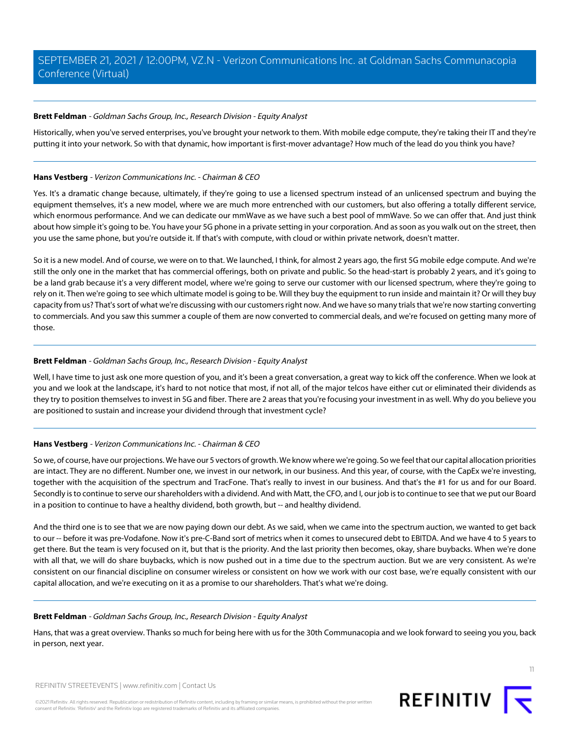**Brett Feldman** - *Goldman Sachs Group, Inc., Research Division - Equity Analyst*

Historically, when you've served enterprises, you've brought your network to them. With mobile edge compute, they're taking their IT and they're putting it into your network. So with that dynamic, how important is first-mover advantage? How much of the lead do you think you have?

---

**Hans Vestberg** - *Verizon Communications Inc. - Chairman & CEO*

Yes. It's a dramatic change because, ultimately, if they're going to use a licensed spectrum instead of an unlicensed spectrum and buying the equipment themselves, it's a new model, where we are much more entrenched with our customers, but also offering a totally different service, which enormous performance. And we can dedicate our mmWave as we have such a best pool of mmWave. So we can offer that. And just think about how simple it's going to be. You have your 5G phone in a private setting in your corporation. And as soon as you walk out on the street, then you use the same phone, but you're outside it. If that's with compute, with cloud or within private network, doesn't matter.

So it is a new model. And of course, we were on to that. We launched, I think, for almost 2 years ago, the first 5G mobile edge compute. And we're still the only one in the market that has commercial offerings, both on private and public. So the head-start is probably 2 years, and it's going to be a land grab because it's a very different model, where we're going to serve our customer with our licensed spectrum, where they're going to rely on it. Then we're going to see which ultimate model is going to be. Will they buy the equipment to run inside and maintain it? Or will they buy capacity from us? That's sort of what we're discussing with our customers right now. And we have so many trials that we're now starting converting to commercials. And you saw this summer a couple of them are now converted to commercial deals, and we're focused on getting many more of those.

---

**Brett Feldman** - *Goldman Sachs Group, Inc., Research Division - Equity Analyst*

Well, I have time to just ask one more question of you, and it's been a great conversation, a great way to kick off the conference. When we look at you and we look at the landscape, it's hard to not notice that most, if not all, of the major telcos have either cut or eliminated their dividends as they try to position themselves to invest in 5G and fiber. There are 2 areas that you're focusing your investment in as well. Why do you believe you are positioned to sustain and increase your dividend through that investment cycle?

---

**Hans Vestberg** - *Verizon Communications Inc. - Chairman & CEO*

So we, of course, have our projections. We have our 5 vectors of growth. We know where we're going. So we feel that our capital allocation priorities are intact. They are no different. Number one, we invest in our network, in our business. And this year, of course, with the CapEx we're investing, together with the acquisition of the spectrum and TracFone. That's really to invest in our business. And that's the #1 for us and for our Board. Secondly is to continue to serve our shareholders with a dividend. And with Matt, the CFO, and I, our job is to continue to see that we put our Board in a position to continue to have a healthy dividend, both growth, but -- and healthy dividend.

And the third one is to see that we are now paying down our debt. As we said, when we came into the spectrum auction, we wanted to get back to our -- before it was pre-Vodafone. Now it's pre-C-Band sort of metrics when it comes to unsecured debt to EBITDA. And we have 4 to 5 years to get there. But the team is very focused on it, but that is the priority. And the last priority then becomes, okay, share buybacks. When we're done with all that, we will do share buybacks, which is now pushed out in a time due to the spectrum auction. But we are very consistent. As we're consistent on our financial discipline on consumer wireless or consistent on how we work with our cost base, we're equally consistent with our capital allocation, and we're executing on it as a promise to our shareholders. That's what we're doing.

---

**Brett Feldman** - *Goldman Sachs Group, Inc., Research Division - Equity Analyst*

Hans, that was a great overview. Thanks so much for being here with us for the 30th Communacopia and we look forward to seeing you you, back in person, next year.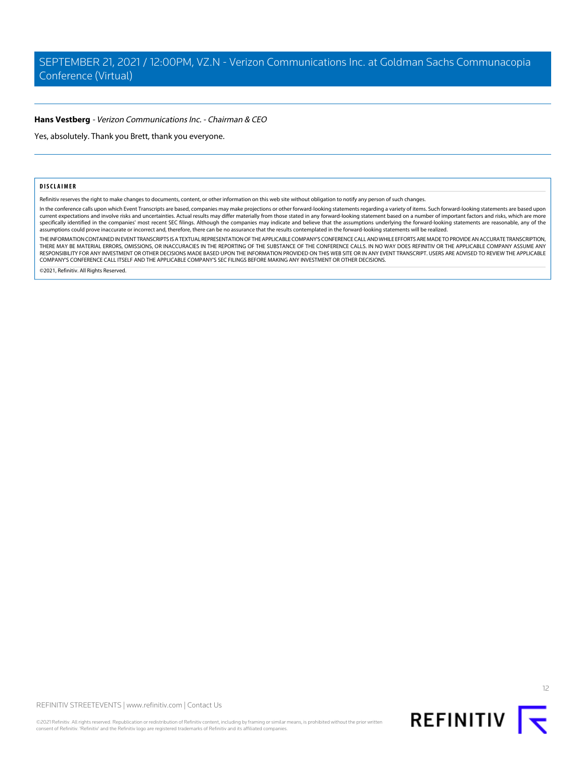**Hans Vestberg** - *Verizon Communications Inc. - Chairman & CEO*

Yes, absolutely. Thank you Brett, thank you everyone.

---

**DISCLAIMER**

Refinitiv reserves the right to make changes to documents, content, or other information on this web site without obligation to notify any person of such changes.

In the conference calls upon which Event Transcripts are based, companies may make projections or other forward-looking statements regarding a variety of items. Such forward-looking statements are based upon current expectations and involve risks and uncertainties. Actual results may differ materially from those stated in any forward-looking statement based on a number of important factors and risks, which are more specifically identified in the companies' most recent SEC filings. Although the companies may indicate and believe that the assumptions underlying the forward-looking statements are reasonable, any of the assumptions could prove inaccurate or incorrect and, therefore, there can be no assurance that the results contemplated in the forward-looking statements will be realized.

THE INFORMATION CONTAINED IN EVENT TRANSCRIPTS IS A TEXTUAL REPRESENTATION OF THE APPLICABLE COMPANY'S CONFERENCE CALL AND WHILE EFFORTS ARE MADE TO PROVIDE AN ACCURATE TRANSCRIPTION, THERE MAY BE MATERIAL ERRORS, OMISSIONS, OR INACCURACIES IN THE REPORTING OF THE SUBSTANCE OF THE CONFERENCE CALLS. IN NO WAY DOES REFINITIV OR THE APPLICABLE COMPANY ASSUME ANY RESPONSIBILITY FOR ANY INVESTMENT OR OTHER DECISIONS MADE BASED UPON THE INFORMATION PROVIDED ON THIS WEB SITE OR IN ANY EVENT TRANSCRIPT. USERS ARE ADVISED TO REVIEW THE APPLICABLE COMPANY'S CONFERENCE CALL ITSELF AND THE APPLICABLE COMPANY'S SEC FILINGS BEFORE MAKING ANY INVESTMENT OR OTHER DECISIONS.

©2021, Refinitiv. All Rights Reserved.